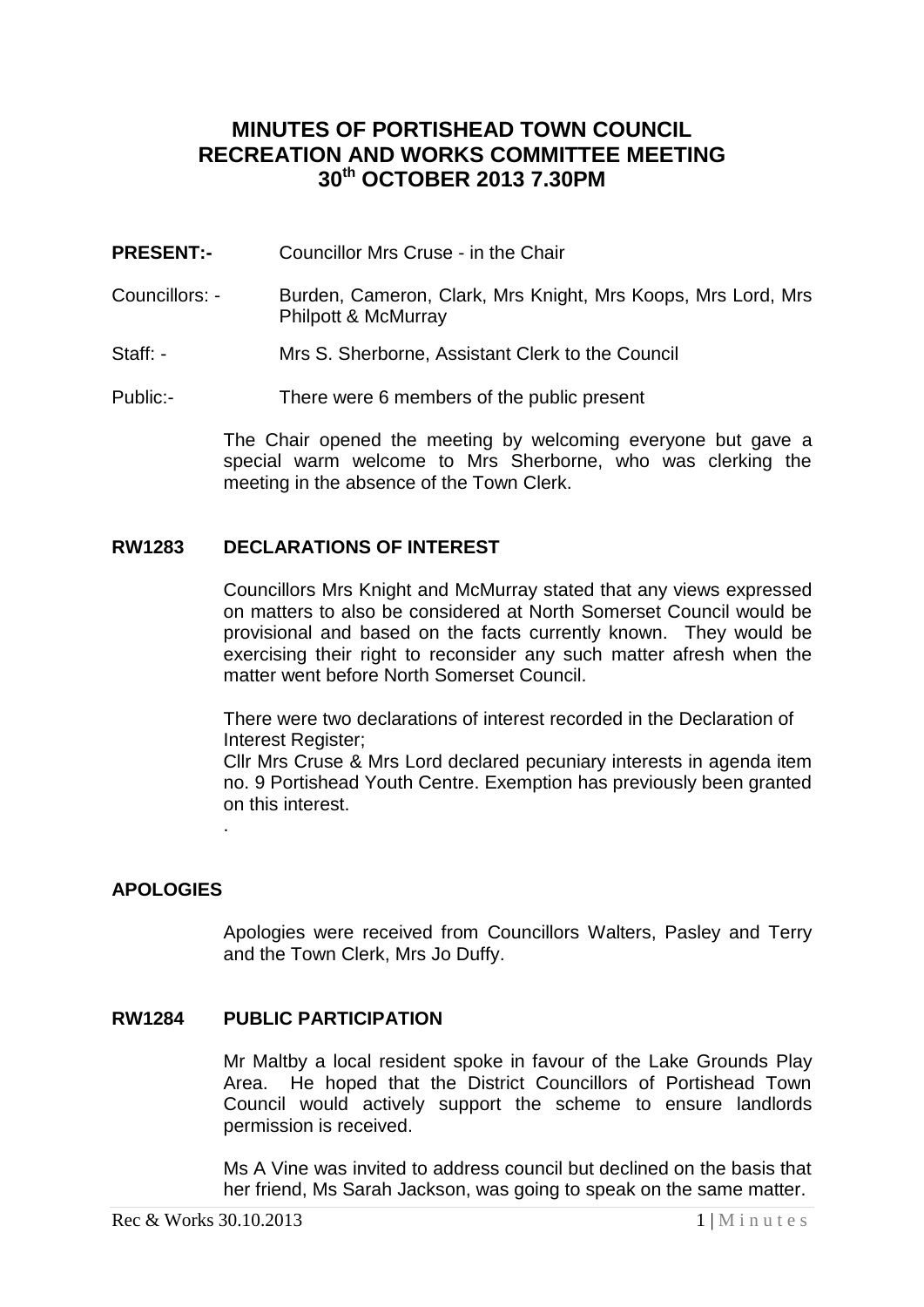# MINUTES OF PORTISHEAD TOWN COUNCIL RECREATION AND WORKS COMMITTEE MEETING 30th OCTOBER 2013 7.30PM

**PRESENT:-** Councillor Mrs Cruse - in the Chair

Councillors: - Burden, Cameron, Clark, Mrs Knight, Mrs Koops, Mrs Lord, Mrs Philpott & McMurray

Staff: - Mrs S. Sherborne, Assistant Clerk to the Council

Public:- There were 6 members of the public present

The Chair opened the meeting by welcoming everyone but gave a special warm welcome to Mrs Sherborne, who was clerking the meeting in the absence of the Town Clerk.

## RW1283 DECLARATIONS OF INTEREST

Councillors Mrs Knight and McMurray stated that any views expressed on matters to also be considered at North Somerset Council would be provisional and based on the facts currently known. They would be exercising their right to reconsider any such matter afresh when the matter went before North Somerset Council.

There were two declarations of interest recorded in the Declaration of Interest Register;
Cllr Mrs Cruse & Mrs Lord declared pecuniary interests in agenda item no. 9 Portishead Youth Centre. Exemption has previously been granted on this interest.

.

## APOLOGIES

Apologies were received from Councillors Walters, Pasley and Terry and the Town Clerk, Mrs Jo Duffy.

## RW1284 PUBLIC PARTICIPATION

Mr Maltby a local resident spoke in favour of the Lake Grounds Play Area. He hoped that the District Councillors of Portishead Town Council would actively support the scheme to ensure landlords permission is received.

Ms A Vine was invited to address council but declined on the basis that her friend, Ms Sarah Jackson, was going to speak on the same matter.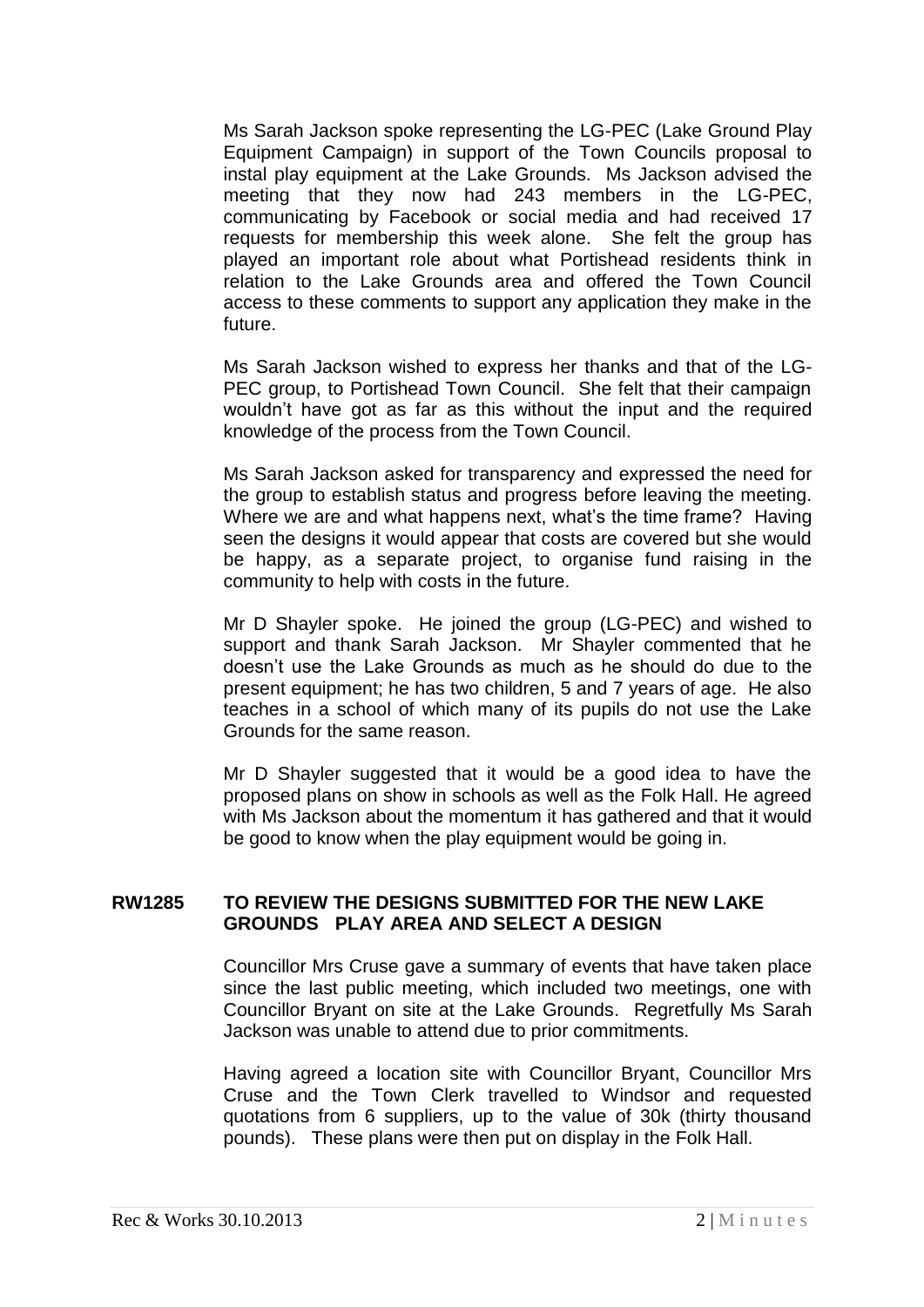Ms Sarah Jackson spoke representing the LG-PEC (Lake Ground Play Equipment Campaign) in support of the Town Councils proposal to instal play equipment at the Lake Grounds. Ms Jackson advised the meeting that they now had 243 members in the LG-PEC, communicating by Facebook or social media and had received 17 requests for membership this week alone. She felt the group has played an important role about what Portishead residents think in relation to the Lake Grounds area and offered the Town Council access to these comments to support any application they make in the future.

Ms Sarah Jackson wished to express her thanks and that of the LG-PEC group, to Portishead Town Council. She felt that their campaign wouldn't have got as far as this without the input and the required knowledge of the process from the Town Council.

Ms Sarah Jackson asked for transparency and expressed the need for the group to establish status and progress before leaving the meeting. Where we are and what happens next, what's the time frame? Having seen the designs it would appear that costs are covered but she would be happy, as a separate project, to organise fund raising in the community to help with costs in the future.

Mr D Shayler spoke. He joined the group (LG-PEC) and wished to support and thank Sarah Jackson. Mr Shayler commented that he doesn't use the Lake Grounds as much as he should do due to the present equipment; he has two children, 5 and 7 years of age. He also teaches in a school of which many of its pupils do not use the Lake Grounds for the same reason.

Mr D Shayler suggested that it would be a good idea to have the proposed plans on show in schools as well as the Folk Hall. He agreed with Ms Jackson about the momentum it has gathered and that it would be good to know when the play equipment would be going in.

**RW1285 TO REVIEW THE DESIGNS SUBMITTED FOR THE NEW LAKE GROUNDS PLAY AREA AND SELECT A DESIGN**

Councillor Mrs Cruse gave a summary of events that have taken place since the last public meeting, which included two meetings, one with Councillor Bryant on site at the Lake Grounds. Regretfully Ms Sarah Jackson was unable to attend due to prior commitments.

Having agreed a location site with Councillor Bryant, Councillor Mrs Cruse and the Town Clerk travelled to Windsor and requested quotations from 6 suppliers, up to the value of 30k (thirty thousand pounds). These plans were then put on display in the Folk Hall.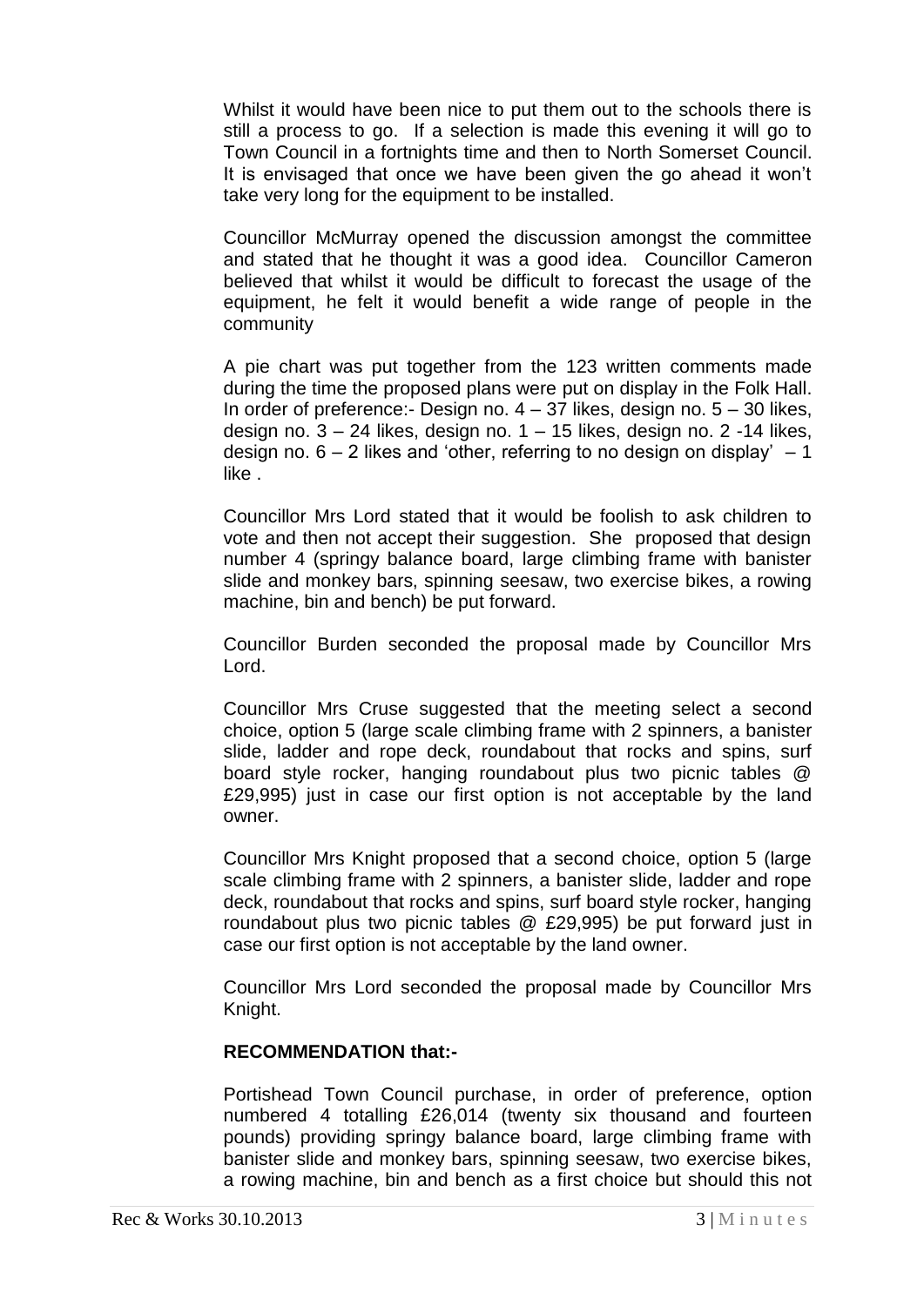Whilst it would have been nice to put them out to the schools there is still a process to go. If a selection is made this evening it will go to Town Council in a fortnights time and then to North Somerset Council. It is envisaged that once we have been given the go ahead it won't take very long for the equipment to be installed.

Councillor McMurray opened the discussion amongst the committee and stated that he thought it was a good idea. Councillor Cameron believed that whilst it would be difficult to forecast the usage of the equipment, he felt it would benefit a wide range of people in the community

A pie chart was put together from the 123 written comments made during the time the proposed plans were put on display in the Folk Hall. In order of preference:- Design no. 4 – 37 likes, design no. 5 – 30 likes, design no. 3 – 24 likes, design no. 1 – 15 likes, design no. 2 -14 likes, design no. 6 – 2 likes and 'other, referring to no design on display' – 1 like .

Councillor Mrs Lord stated that it would be foolish to ask children to vote and then not accept their suggestion. She proposed that design number 4 (springy balance board, large climbing frame with banister slide and monkey bars, spinning seesaw, two exercise bikes, a rowing machine, bin and bench) be put forward.

Councillor Burden seconded the proposal made by Councillor Mrs Lord.

Councillor Mrs Cruse suggested that the meeting select a second choice, option 5 (large scale climbing frame with 2 spinners, a banister slide, ladder and rope deck, roundabout that rocks and spins, surf board style rocker, hanging roundabout plus two picnic tables @ £29,995) just in case our first option is not acceptable by the land owner.

Councillor Mrs Knight proposed that a second choice, option 5 (large scale climbing frame with 2 spinners, a banister slide, ladder and rope deck, roundabout that rocks and spins, surf board style rocker, hanging roundabout plus two picnic tables @ £29,995) be put forward just in case our first option is not acceptable by the land owner.

Councillor Mrs Lord seconded the proposal made by Councillor Mrs Knight.

**RECOMMENDATION that:-**

Portishead Town Council purchase, in order of preference, option numbered 4 totalling £26,014 (twenty six thousand and fourteen pounds) providing springy balance board, large climbing frame with banister slide and monkey bars, spinning seesaw, two exercise bikes, a rowing machine, bin and bench as a first choice but should this not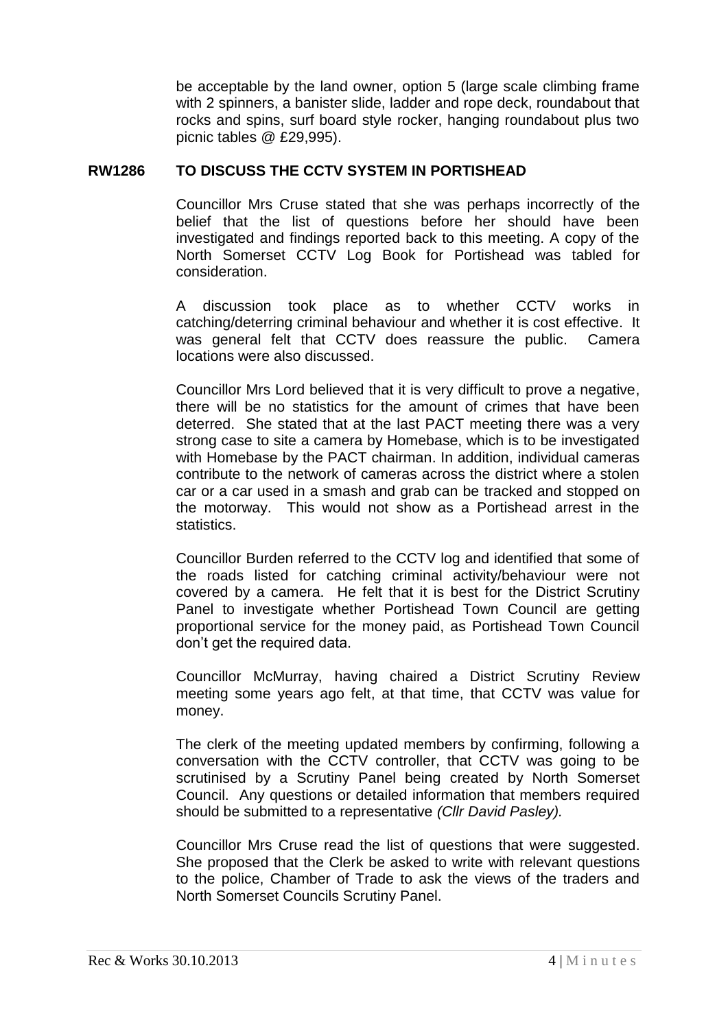be acceptable by the land owner, option 5 (large scale climbing frame with 2 spinners, a banister slide, ladder and rope deck, roundabout that rocks and spins, surf board style rocker, hanging roundabout plus two picnic tables @ £29,995).

**RW1286 TO DISCUSS THE CCTV SYSTEM IN PORTISHEAD**

Councillor Mrs Cruse stated that she was perhaps incorrectly of the belief that the list of questions before her should have been investigated and findings reported back to this meeting. A copy of the North Somerset CCTV Log Book for Portishead was tabled for consideration.

A discussion took place as to whether CCTV works in catching/deterring criminal behaviour and whether it is cost effective. It was general felt that CCTV does reassure the public. Camera locations were also discussed.

Councillor Mrs Lord believed that it is very difficult to prove a negative, there will be no statistics for the amount of crimes that have been deterred. She stated that at the last PACT meeting there was a very strong case to site a camera by Homebase, which is to be investigated with Homebase by the PACT chairman. In addition, individual cameras contribute to the network of cameras across the district where a stolen car or a car used in a smash and grab can be tracked and stopped on the motorway. This would not show as a Portishead arrest in the statistics.

Councillor Burden referred to the CCTV log and identified that some of the roads listed for catching criminal activity/behaviour were not covered by a camera. He felt that it is best for the District Scrutiny Panel to investigate whether Portishead Town Council are getting proportional service for the money paid, as Portishead Town Council don't get the required data.

Councillor McMurray, having chaired a District Scrutiny Review meeting some years ago felt, at that time, that CCTV was value for money.

The clerk of the meeting updated members by confirming, following a conversation with the CCTV controller, that CCTV was going to be scrutinised by a Scrutiny Panel being created by North Somerset Council. Any questions or detailed information that members required should be submitted to a representative *(Cllr David Pasley).*

Councillor Mrs Cruse read the list of questions that were suggested. She proposed that the Clerk be asked to write with relevant questions to the police, Chamber of Trade to ask the views of the traders and North Somerset Councils Scrutiny Panel.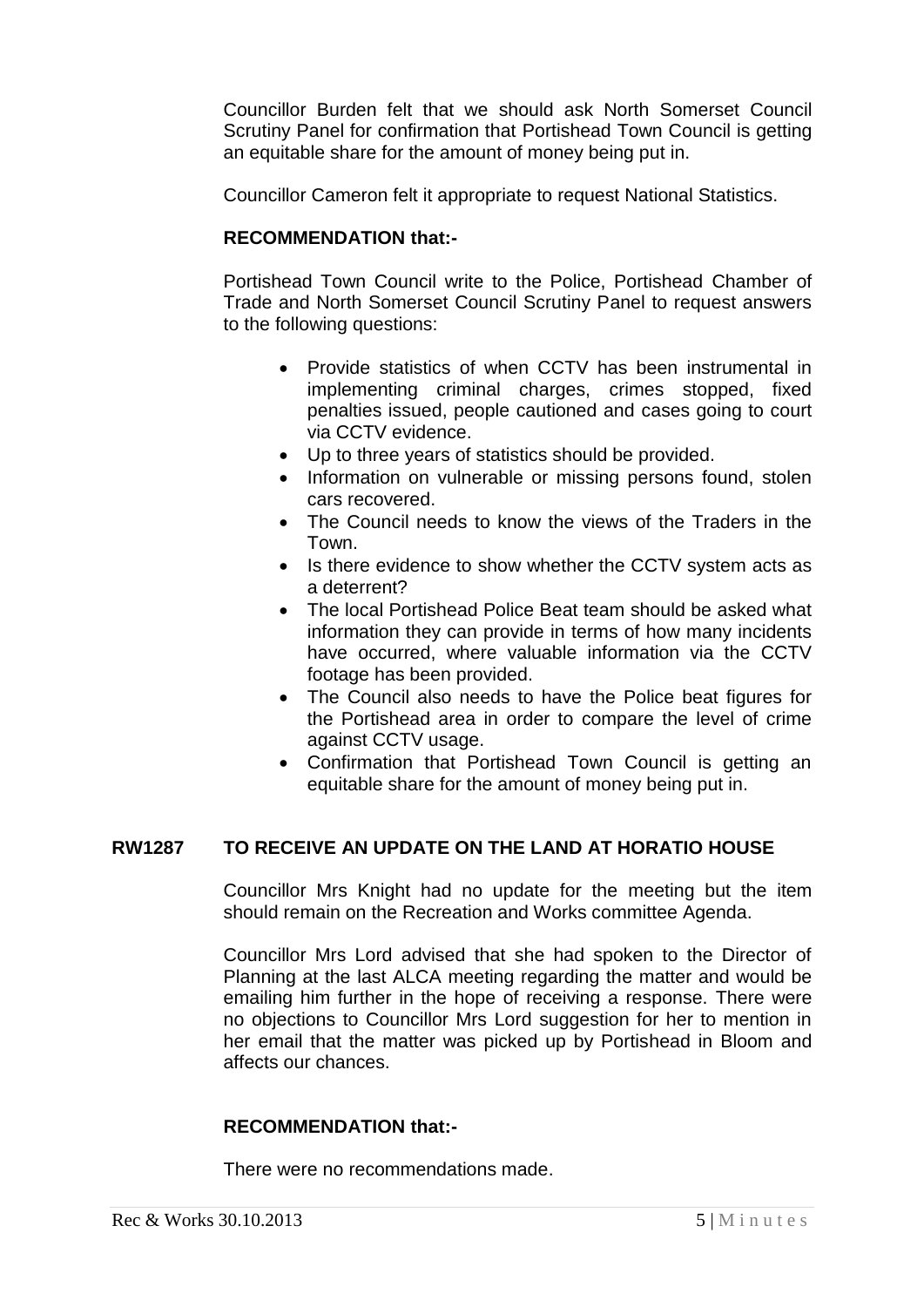Councillor Burden felt that we should ask North Somerset Council Scrutiny Panel for confirmation that Portishead Town Council is getting an equitable share for the amount of money being put in.

Councillor Cameron felt it appropriate to request National Statistics.

**RECOMMENDATION that:-**

Portishead Town Council write to the Police, Portishead Chamber of Trade and North Somerset Council Scrutiny Panel to request answers to the following questions:

- Provide statistics of when CCTV has been instrumental in implementing criminal charges, crimes stopped, fixed penalties issued, people cautioned and cases going to court via CCTV evidence.
- Up to three years of statistics should be provided.
- Information on vulnerable or missing persons found, stolen cars recovered.
- The Council needs to know the views of the Traders in the Town.
- Is there evidence to show whether the CCTV system acts as a deterrent?
- The local Portishead Police Beat team should be asked what information they can provide in terms of how many incidents have occurred, where valuable information via the CCTV footage has been provided.
- The Council also needs to have the Police beat figures for the Portishead area in order to compare the level of crime against CCTV usage.
- Confirmation that Portishead Town Council is getting an equitable share for the amount of money being put in.

## RW1287 TO RECEIVE AN UPDATE ON THE LAND AT HORATIO HOUSE

Councillor Mrs Knight had no update for the meeting but the item should remain on the Recreation and Works committee Agenda.

Councillor Mrs Lord advised that she had spoken to the Director of Planning at the last ALCA meeting regarding the matter and would be emailing him further in the hope of receiving a response. There were no objections to Councillor Mrs Lord suggestion for her to mention in her email that the matter was picked up by Portishead in Bloom and affects our chances.

**RECOMMENDATION that:-**

There were no recommendations made.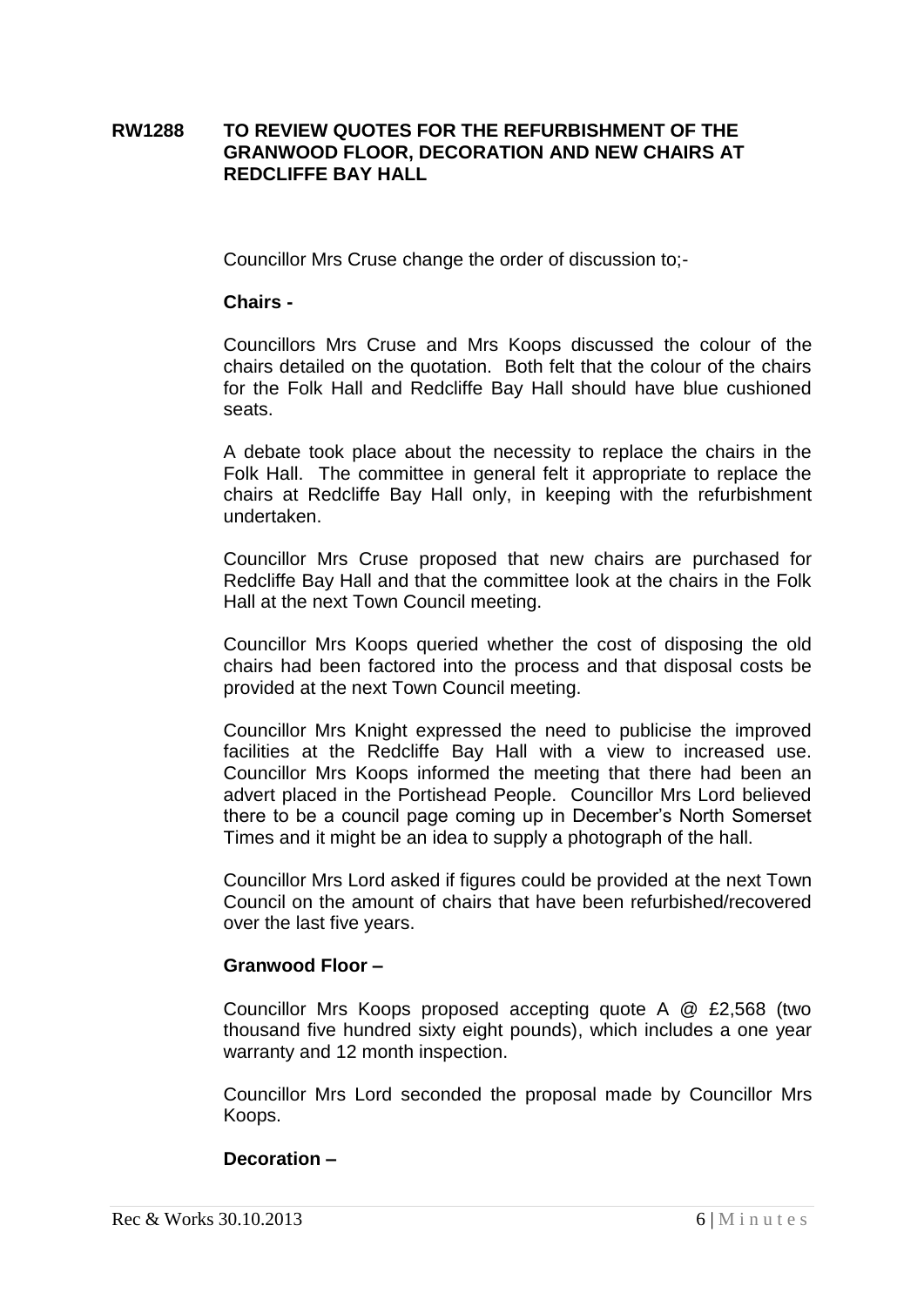**RW1288 TO REVIEW QUOTES FOR THE REFURBISHMENT OF THE GRANWOOD FLOOR, DECORATION AND NEW CHAIRS AT REDCLIFFE BAY HALL**

Councillor Mrs Cruse change the order of discussion to;-

**Chairs -**

Councillors Mrs Cruse and Mrs Koops discussed the colour of the chairs detailed on the quotation. Both felt that the colour of the chairs for the Folk Hall and Redcliffe Bay Hall should have blue cushioned seats.

A debate took place about the necessity to replace the chairs in the Folk Hall. The committee in general felt it appropriate to replace the chairs at Redcliffe Bay Hall only, in keeping with the refurbishment undertaken.

Councillor Mrs Cruse proposed that new chairs are purchased for Redcliffe Bay Hall and that the committee look at the chairs in the Folk Hall at the next Town Council meeting.

Councillor Mrs Koops queried whether the cost of disposing the old chairs had been factored into the process and that disposal costs be provided at the next Town Council meeting.

Councillor Mrs Knight expressed the need to publicise the improved facilities at the Redcliffe Bay Hall with a view to increased use. Councillor Mrs Koops informed the meeting that there had been an advert placed in the Portishead People. Councillor Mrs Lord believed there to be a council page coming up in December's North Somerset Times and it might be an idea to supply a photograph of the hall.

Councillor Mrs Lord asked if figures could be provided at the next Town Council on the amount of chairs that have been refurbished/recovered over the last five years.

**Granwood Floor –**

Councillor Mrs Koops proposed accepting quote A @ £2,568 (two thousand five hundred sixty eight pounds), which includes a one year warranty and 12 month inspection.

Councillor Mrs Lord seconded the proposal made by Councillor Mrs Koops.

**Decoration –**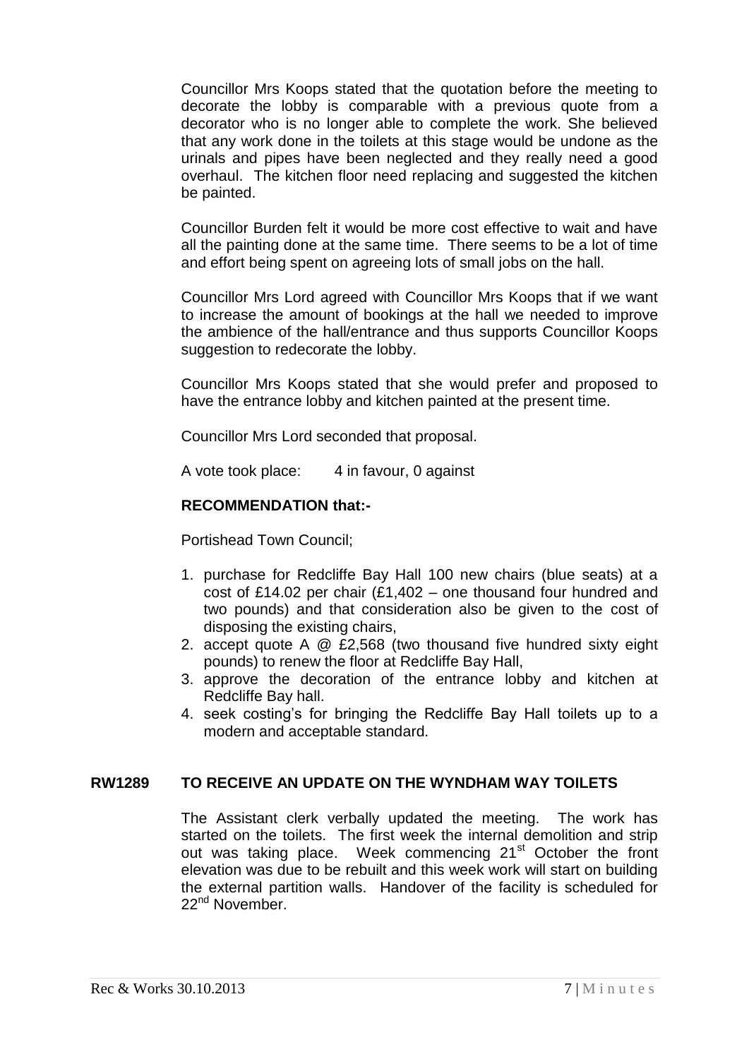Councillor Mrs Koops stated that the quotation before the meeting to decorate the lobby is comparable with a previous quote from a decorator who is no longer able to complete the work. She believed that any work done in the toilets at this stage would be undone as the urinals and pipes have been neglected and they really need a good overhaul. The kitchen floor need replacing and suggested the kitchen be painted.

Councillor Burden felt it would be more cost effective to wait and have all the painting done at the same time. There seems to be a lot of time and effort being spent on agreeing lots of small jobs on the hall.

Councillor Mrs Lord agreed with Councillor Mrs Koops that if we want to increase the amount of bookings at the hall we needed to improve the ambience of the hall/entrance and thus supports Councillor Koops suggestion to redecorate the lobby.

Councillor Mrs Koops stated that she would prefer and proposed to have the entrance lobby and kitchen painted at the present time.

Councillor Mrs Lord seconded that proposal.

A vote took place: 4 in favour, 0 against

**RECOMMENDATION that:-**

Portishead Town Council;

1. purchase for Redcliffe Bay Hall 100 new chairs (blue seats) at a cost of £14.02 per chair (£1,402 – one thousand four hundred and two pounds) and that consideration also be given to the cost of disposing the existing chairs,
2. accept quote A @ £2,568 (two thousand five hundred sixty eight pounds) to renew the floor at Redcliffe Bay Hall,
3. approve the decoration of the entrance lobby and kitchen at Redcliffe Bay hall.
4. seek costing's for bringing the Redcliffe Bay Hall toilets up to a modern and acceptable standard.

## RW1289 TO RECEIVE AN UPDATE ON THE WYNDHAM WAY TOILETS

The Assistant clerk verbally updated the meeting. The work has started on the toilets. The first week the internal demolition and strip out was taking place. Week commencing 21st October the front elevation was due to be rebuilt and this week work will start on building the external partition walls. Handover of the facility is scheduled for 22nd November.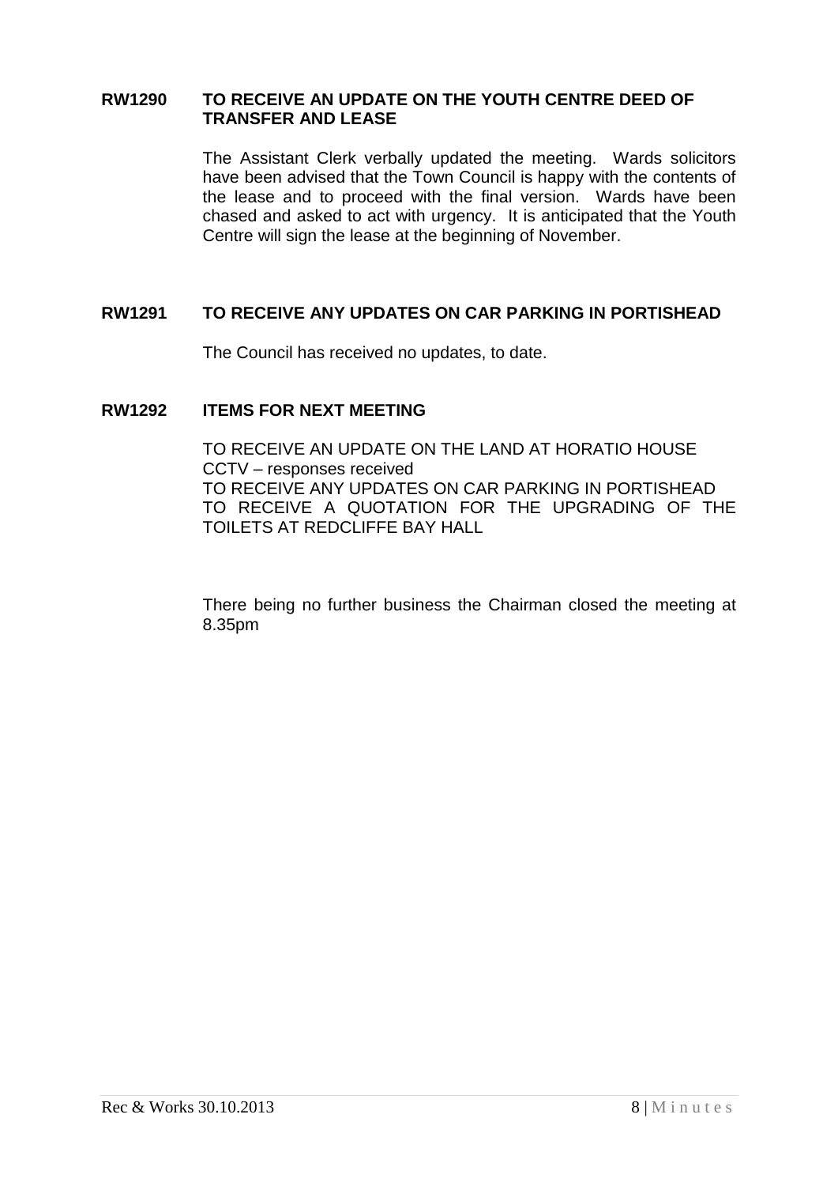**RW1290 TO RECEIVE AN UPDATE ON THE YOUTH CENTRE DEED OF TRANSFER AND LEASE**

The Assistant Clerk verbally updated the meeting. Wards solicitors have been advised that the Town Council is happy with the contents of the lease and to proceed with the final version. Wards have been chased and asked to act with urgency. It is anticipated that the Youth Centre will sign the lease at the beginning of November.

**RW1291 TO RECEIVE ANY UPDATES ON CAR PARKING IN PORTISHEAD**

The Council has received no updates, to date.

**RW1292 ITEMS FOR NEXT MEETING**

TO RECEIVE AN UPDATE ON THE LAND AT HORATIO HOUSE
CCTV – responses received
TO RECEIVE ANY UPDATES ON CAR PARKING IN PORTISHEAD
TO RECEIVE A QUOTATION FOR THE UPGRADING OF THE TOILETS AT REDCLIFFE BAY HALL

There being no further business the Chairman closed the meeting at 8.35pm